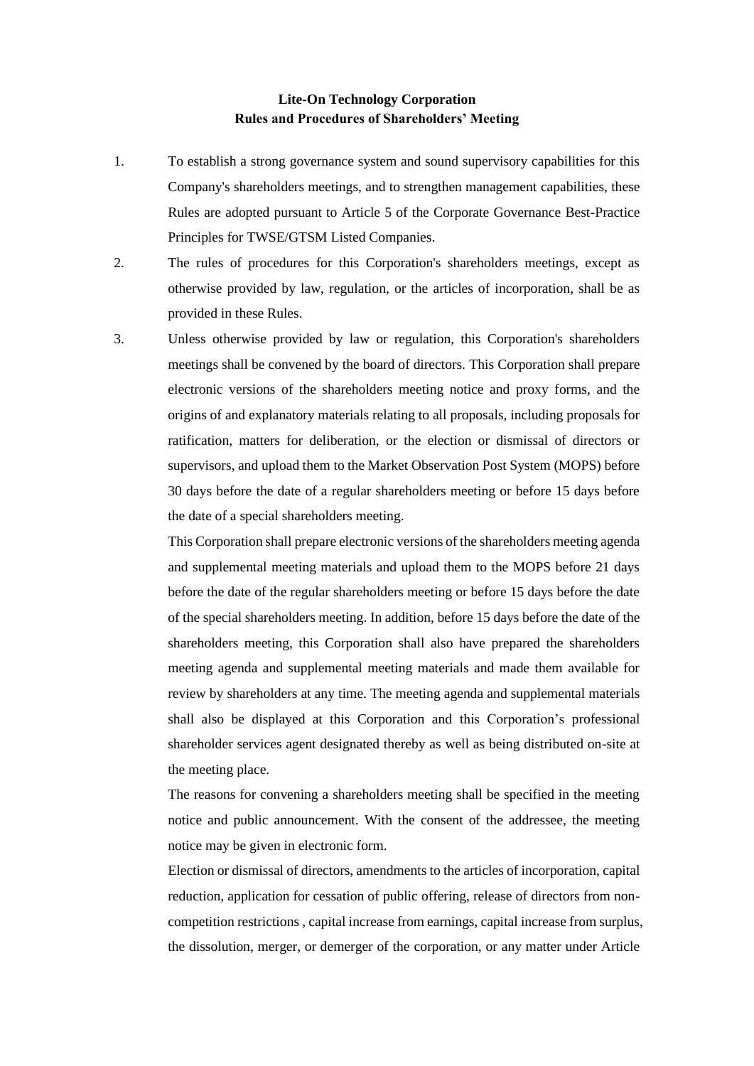# Lite-On Technology Corporation
## Rules and Procedures of Shareholders' Meeting

1. To establish a strong governance system and sound supervisory capabilities for this Company's shareholders meetings, and to strengthen management capabilities, these Rules are adopted pursuant to Article 5 of the Corporate Governance Best-Practice Principles for TWSE/GTSM Listed Companies.

2. The rules of procedures for this Corporation's shareholders meetings, except as otherwise provided by law, regulation, or the articles of incorporation, shall be as provided in these Rules.

3. Unless otherwise provided by law or regulation, this Corporation's shareholders meetings shall be convened by the board of directors. This Corporation shall prepare electronic versions of the shareholders meeting notice and proxy forms, and the origins of and explanatory materials relating to all proposals, including proposals for ratification, matters for deliberation, or the election or dismissal of directors or supervisors, and upload them to the Market Observation Post System (MOPS) before 30 days before the date of a regular shareholders meeting or before 15 days before the date of a special shareholders meeting.

   This Corporation shall prepare electronic versions of the shareholders meeting agenda and supplemental meeting materials and upload them to the MOPS before 21 days before the date of the regular shareholders meeting or before 15 days before the date of the special shareholders meeting. In addition, before 15 days before the date of the shareholders meeting, this Corporation shall also have prepared the shareholders meeting agenda and supplemental meeting materials and made them available for review by shareholders at any time. The meeting agenda and supplemental materials shall also be displayed at this Corporation and this Corporation's professional shareholder services agent designated thereby as well as being distributed on-site at the meeting place.

   The reasons for convening a shareholders meeting shall be specified in the meeting notice and public announcement. With the consent of the addressee, the meeting notice may be given in electronic form.

   Election or dismissal of directors, amendments to the articles of incorporation, capital reduction, application for cessation of public offering, release of directors from non-competition restrictions , capital increase from earnings, capital increase from surplus, the dissolution, merger, or demerger of the corporation, or any matter under Article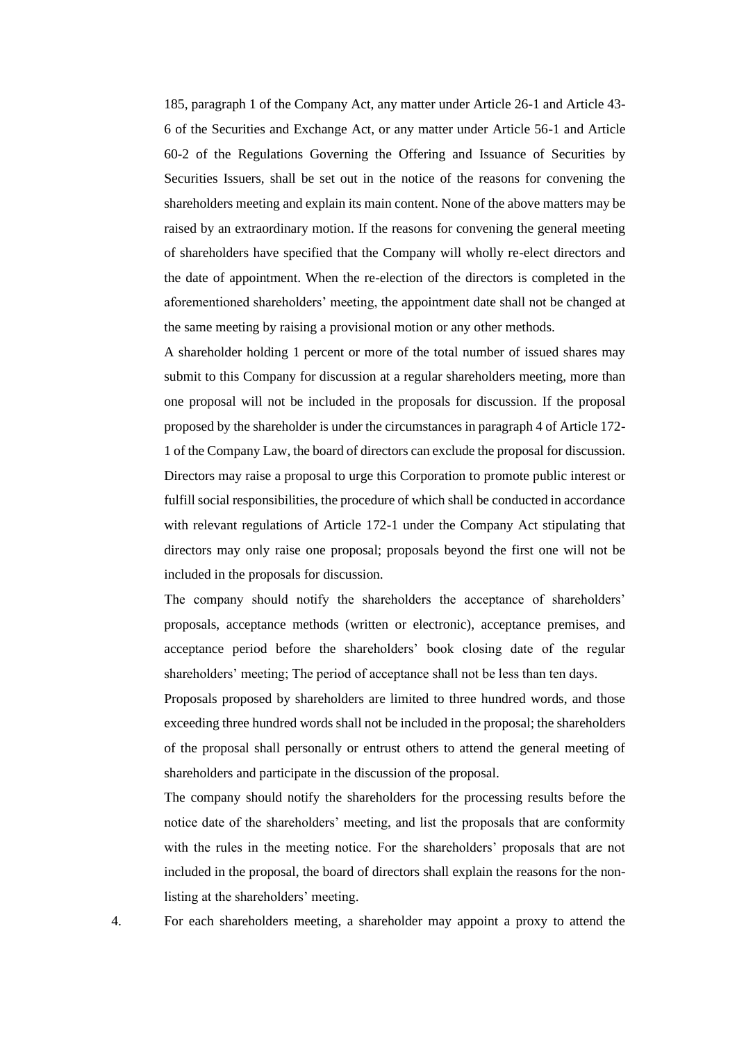185, paragraph 1 of the Company Act, any matter under Article 26-1 and Article 43-6 of the Securities and Exchange Act, or any matter under Article 56-1 and Article 60-2 of the Regulations Governing the Offering and Issuance of Securities by Securities Issuers, shall be set out in the notice of the reasons for convening the shareholders meeting and explain its main content. None of the above matters may be raised by an extraordinary motion. If the reasons for convening the general meeting of shareholders have specified that the Company will wholly re-elect directors and the date of appointment. When the re-election of the directors is completed in the aforementioned shareholders' meeting, the appointment date shall not be changed at the same meeting by raising a provisional motion or any other methods.

A shareholder holding 1 percent or more of the total number of issued shares may submit to this Company for discussion at a regular shareholders meeting, more than one proposal will not be included in the proposals for discussion. If the proposal proposed by the shareholder is under the circumstances in paragraph 4 of Article 172-1 of the Company Law, the board of directors can exclude the proposal for discussion. Directors may raise a proposal to urge this Corporation to promote public interest or fulfill social responsibilities, the procedure of which shall be conducted in accordance with relevant regulations of Article 172-1 under the Company Act stipulating that directors may only raise one proposal; proposals beyond the first one will not be included in the proposals for discussion.

The company should notify the shareholders the acceptance of shareholders' proposals, acceptance methods (written or electronic), acceptance premises, and acceptance period before the shareholders' book closing date of the regular shareholders' meeting; The period of acceptance shall not be less than ten days.

Proposals proposed by shareholders are limited to three hundred words, and those exceeding three hundred words shall not be included in the proposal; the shareholders of the proposal shall personally or entrust others to attend the general meeting of shareholders and participate in the discussion of the proposal.

The company should notify the shareholders for the processing results before the notice date of the shareholders' meeting, and list the proposals that are conformity with the rules in the meeting notice. For the shareholders' proposals that are not included in the proposal, the board of directors shall explain the reasons for the non-listing at the shareholders' meeting.

4. For each shareholders meeting, a shareholder may appoint a proxy to attend the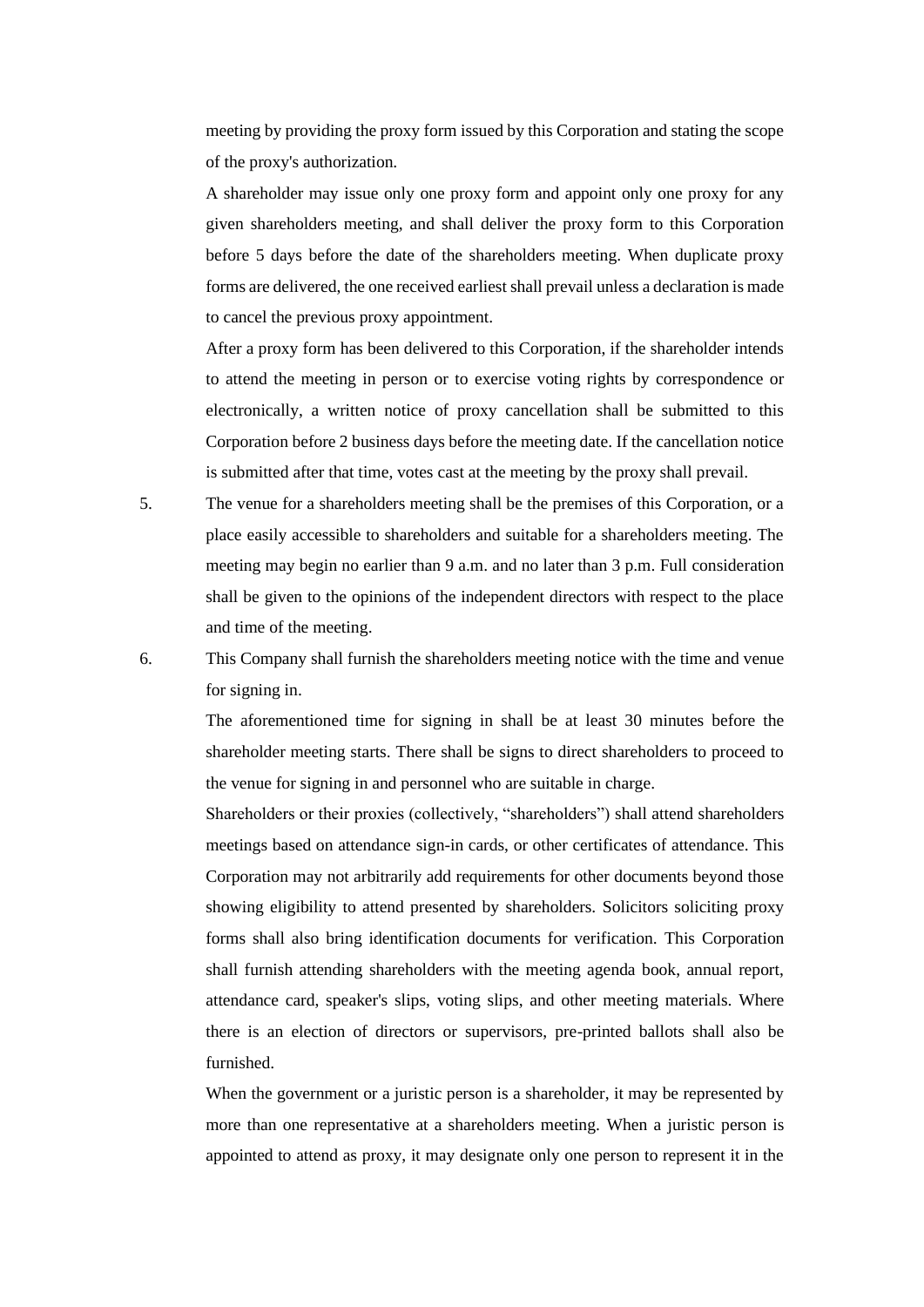meeting by providing the proxy form issued by this Corporation and stating the scope of the proxy's authorization.

A shareholder may issue only one proxy form and appoint only one proxy for any given shareholders meeting, and shall deliver the proxy form to this Corporation before 5 days before the date of the shareholders meeting. When duplicate proxy forms are delivered, the one received earliest shall prevail unless a declaration is made to cancel the previous proxy appointment.

After a proxy form has been delivered to this Corporation, if the shareholder intends to attend the meeting in person or to exercise voting rights by correspondence or electronically, a written notice of proxy cancellation shall be submitted to this Corporation before 2 business days before the meeting date. If the cancellation notice is submitted after that time, votes cast at the meeting by the proxy shall prevail.

5. The venue for a shareholders meeting shall be the premises of this Corporation, or a place easily accessible to shareholders and suitable for a shareholders meeting. The meeting may begin no earlier than 9 a.m. and no later than 3 p.m. Full consideration shall be given to the opinions of the independent directors with respect to the place and time of the meeting.

6. This Company shall furnish the shareholders meeting notice with the time and venue for signing in.

   The aforementioned time for signing in shall be at least 30 minutes before the shareholder meeting starts. There shall be signs to direct shareholders to proceed to the venue for signing in and personnel who are suitable in charge.

   Shareholders or their proxies (collectively, "shareholders") shall attend shareholders meetings based on attendance sign-in cards, or other certificates of attendance. This Corporation may not arbitrarily add requirements for other documents beyond those showing eligibility to attend presented by shareholders. Solicitors soliciting proxy forms shall also bring identification documents for verification. This Corporation shall furnish attending shareholders with the meeting agenda book, annual report, attendance card, speaker's slips, voting slips, and other meeting materials. Where there is an election of directors or supervisors, pre-printed ballots shall also be furnished.

   When the government or a juristic person is a shareholder, it may be represented by more than one representative at a shareholders meeting. When a juristic person is appointed to attend as proxy, it may designate only one person to represent it in the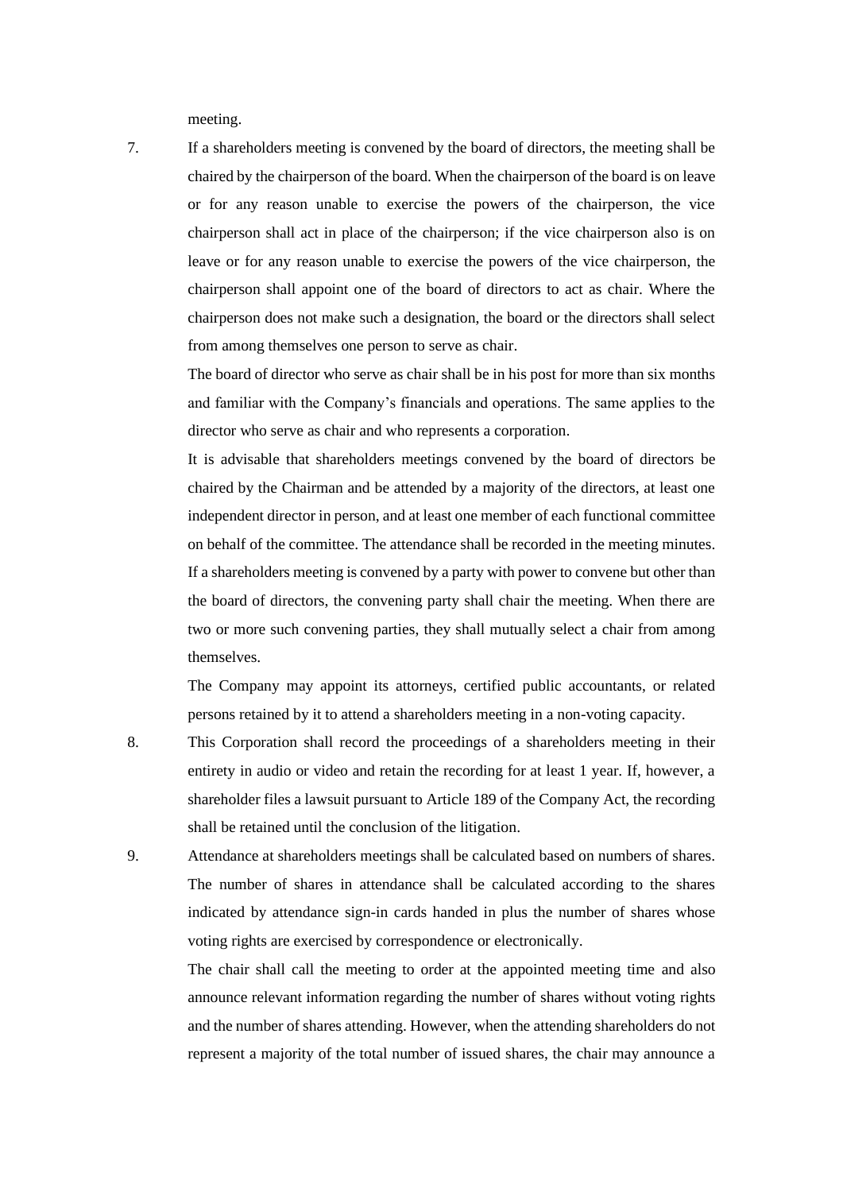meeting.

7. If a shareholders meeting is convened by the board of directors, the meeting shall be chaired by the chairperson of the board. When the chairperson of the board is on leave or for any reason unable to exercise the powers of the chairperson, the vice chairperson shall act in place of the chairperson; if the vice chairperson also is on leave or for any reason unable to exercise the powers of the vice chairperson, the chairperson shall appoint one of the board of directors to act as chair. Where the chairperson does not make such a designation, the board or the directors shall select from among themselves one person to serve as chair.

   The board of director who serve as chair shall be in his post for more than six months and familiar with the Company's financials and operations. The same applies to the director who serve as chair and who represents a corporation.

   It is advisable that shareholders meetings convened by the board of directors be chaired by the Chairman and be attended by a majority of the directors, at least one independent director in person, and at least one member of each functional committee on behalf of the committee. The attendance shall be recorded in the meeting minutes.

   If a shareholders meeting is convened by a party with power to convene but other than the board of directors, the convening party shall chair the meeting. When there are two or more such convening parties, they shall mutually select a chair from among themselves.

   The Company may appoint its attorneys, certified public accountants, or related persons retained by it to attend a shareholders meeting in a non-voting capacity.

8. This Corporation shall record the proceedings of a shareholders meeting in their entirety in audio or video and retain the recording for at least 1 year. If, however, a shareholder files a lawsuit pursuant to Article 189 of the Company Act, the recording shall be retained until the conclusion of the litigation.

9. Attendance at shareholders meetings shall be calculated based on numbers of shares. The number of shares in attendance shall be calculated according to the shares indicated by attendance sign-in cards handed in plus the number of shares whose voting rights are exercised by correspondence or electronically.

   The chair shall call the meeting to order at the appointed meeting time and also announce relevant information regarding the number of shares without voting rights and the number of shares attending. However, when the attending shareholders do not represent a majority of the total number of issued shares, the chair may announce a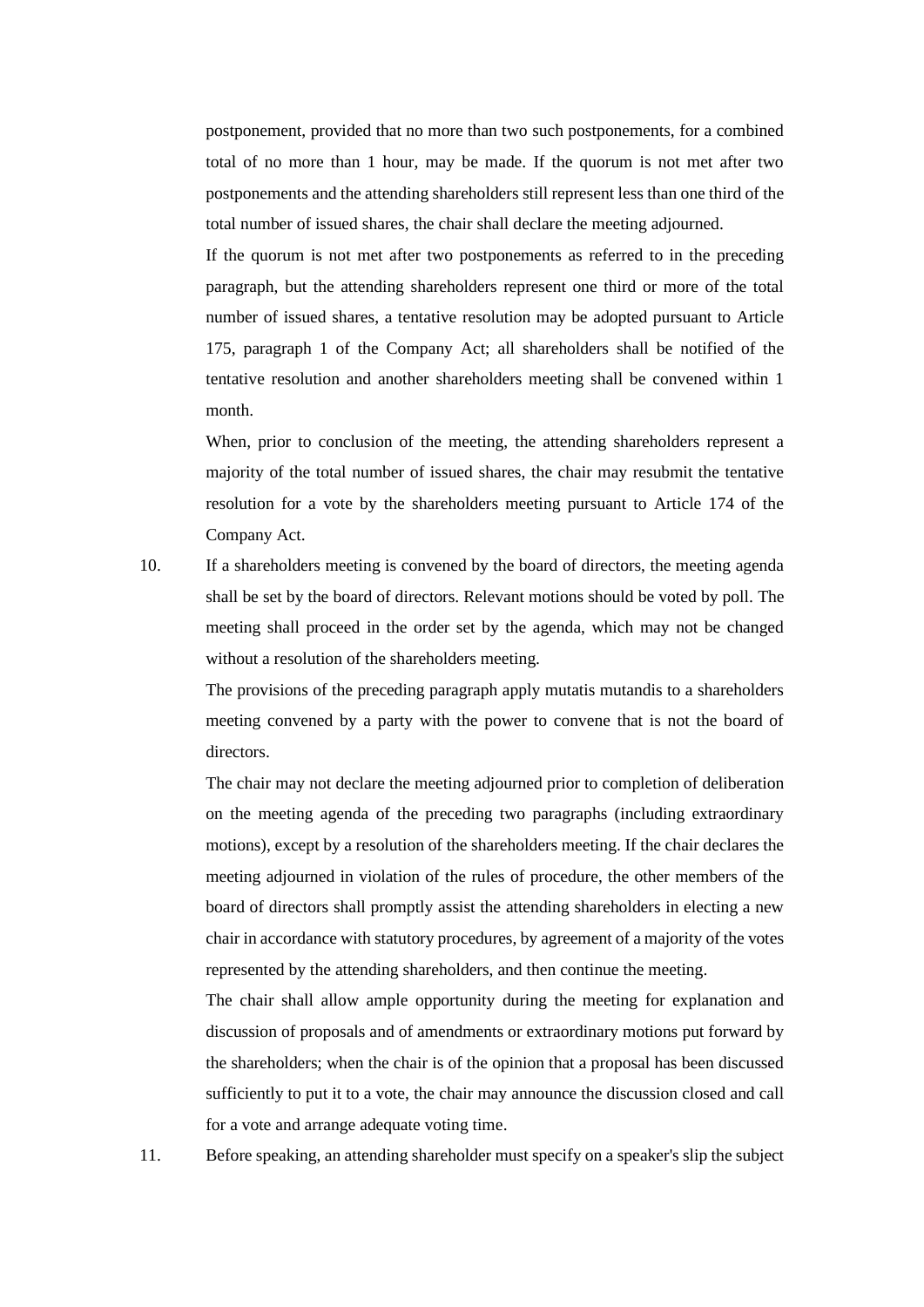postponement, provided that no more than two such postponements, for a combined total of no more than 1 hour, may be made. If the quorum is not met after two postponements and the attending shareholders still represent less than one third of the total number of issued shares, the chair shall declare the meeting adjourned.

If the quorum is not met after two postponements as referred to in the preceding paragraph, but the attending shareholders represent one third or more of the total number of issued shares, a tentative resolution may be adopted pursuant to Article 175, paragraph 1 of the Company Act; all shareholders shall be notified of the tentative resolution and another shareholders meeting shall be convened within 1 month.

When, prior to conclusion of the meeting, the attending shareholders represent a majority of the total number of issued shares, the chair may resubmit the tentative resolution for a vote by the shareholders meeting pursuant to Article 174 of the Company Act.

10. If a shareholders meeting is convened by the board of directors, the meeting agenda shall be set by the board of directors. Relevant motions should be voted by poll. The meeting shall proceed in the order set by the agenda, which may not be changed without a resolution of the shareholders meeting.

    The provisions of the preceding paragraph apply mutatis mutandis to a shareholders meeting convened by a party with the power to convene that is not the board of directors.

    The chair may not declare the meeting adjourned prior to completion of deliberation on the meeting agenda of the preceding two paragraphs (including extraordinary motions), except by a resolution of the shareholders meeting. If the chair declares the meeting adjourned in violation of the rules of procedure, the other members of the board of directors shall promptly assist the attending shareholders in electing a new chair in accordance with statutory procedures, by agreement of a majority of the votes represented by the attending shareholders, and then continue the meeting.

    The chair shall allow ample opportunity during the meeting for explanation and discussion of proposals and of amendments or extraordinary motions put forward by the shareholders; when the chair is of the opinion that a proposal has been discussed sufficiently to put it to a vote, the chair may announce the discussion closed and call for a vote and arrange adequate voting time.

11. Before speaking, an attending shareholder must specify on a speaker's slip the subject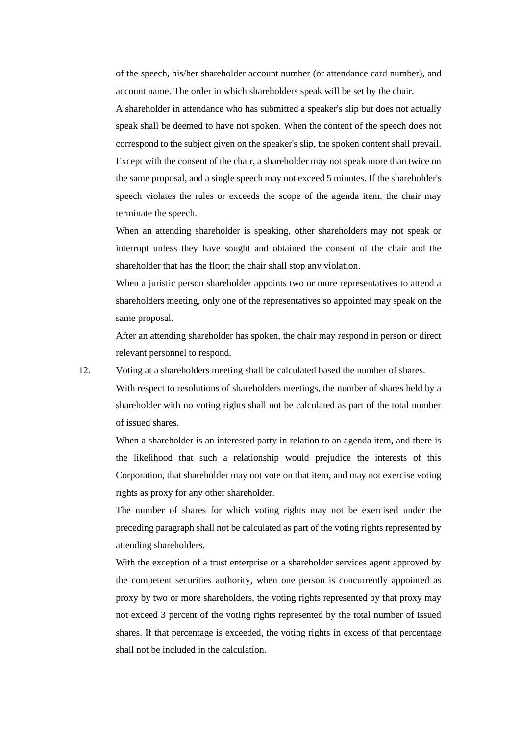of the speech, his/her shareholder account number (or attendance card number), and account name. The order in which shareholders speak will be set by the chair.

A shareholder in attendance who has submitted a speaker's slip but does not actually speak shall be deemed to have not spoken. When the content of the speech does not correspond to the subject given on the speaker's slip, the spoken content shall prevail.

Except with the consent of the chair, a shareholder may not speak more than twice on the same proposal, and a single speech may not exceed 5 minutes. If the shareholder's speech violates the rules or exceeds the scope of the agenda item, the chair may terminate the speech.

When an attending shareholder is speaking, other shareholders may not speak or interrupt unless they have sought and obtained the consent of the chair and the shareholder that has the floor; the chair shall stop any violation.

When a juristic person shareholder appoints two or more representatives to attend a shareholders meeting, only one of the representatives so appointed may speak on the same proposal.

After an attending shareholder has spoken, the chair may respond in person or direct relevant personnel to respond.

12. Voting at a shareholders meeting shall be calculated based the number of shares.

With respect to resolutions of shareholders meetings, the number of shares held by a shareholder with no voting rights shall not be calculated as part of the total number of issued shares.

When a shareholder is an interested party in relation to an agenda item, and there is the likelihood that such a relationship would prejudice the interests of this Corporation, that shareholder may not vote on that item, and may not exercise voting rights as proxy for any other shareholder.

The number of shares for which voting rights may not be exercised under the preceding paragraph shall not be calculated as part of the voting rights represented by attending shareholders.

With the exception of a trust enterprise or a shareholder services agent approved by the competent securities authority, when one person is concurrently appointed as proxy by two or more shareholders, the voting rights represented by that proxy may not exceed 3 percent of the voting rights represented by the total number of issued shares. If that percentage is exceeded, the voting rights in excess of that percentage shall not be included in the calculation.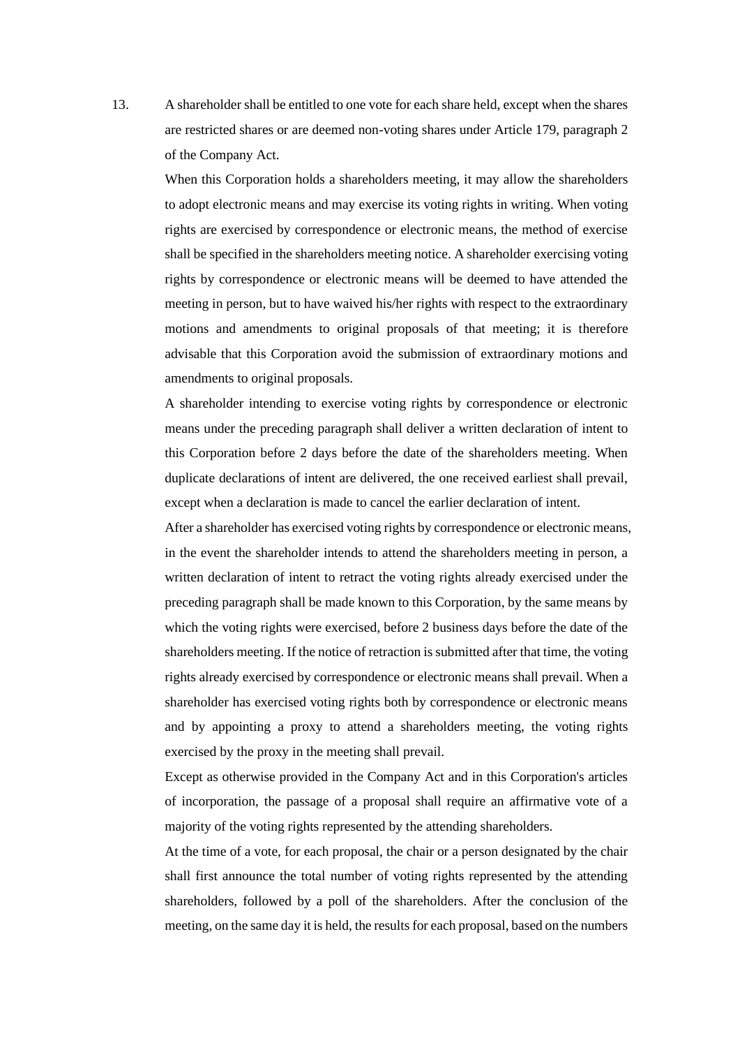13. A shareholder shall be entitled to one vote for each share held, except when the shares are restricted shares or are deemed non-voting shares under Article 179, paragraph 2 of the Company Act.

    When this Corporation holds a shareholders meeting, it may allow the shareholders to adopt electronic means and may exercise its voting rights in writing. When voting rights are exercised by correspondence or electronic means, the method of exercise shall be specified in the shareholders meeting notice. A shareholder exercising voting rights by correspondence or electronic means will be deemed to have attended the meeting in person, but to have waived his/her rights with respect to the extraordinary motions and amendments to original proposals of that meeting; it is therefore advisable that this Corporation avoid the submission of extraordinary motions and amendments to original proposals.

    A shareholder intending to exercise voting rights by correspondence or electronic means under the preceding paragraph shall deliver a written declaration of intent to this Corporation before 2 days before the date of the shareholders meeting. When duplicate declarations of intent are delivered, the one received earliest shall prevail, except when a declaration is made to cancel the earlier declaration of intent.

    After a shareholder has exercised voting rights by correspondence or electronic means, in the event the shareholder intends to attend the shareholders meeting in person, a written declaration of intent to retract the voting rights already exercised under the preceding paragraph shall be made known to this Corporation, by the same means by which the voting rights were exercised, before 2 business days before the date of the shareholders meeting. If the notice of retraction is submitted after that time, the voting rights already exercised by correspondence or electronic means shall prevail. When a shareholder has exercised voting rights both by correspondence or electronic means and by appointing a proxy to attend a shareholders meeting, the voting rights exercised by the proxy in the meeting shall prevail.

    Except as otherwise provided in the Company Act and in this Corporation's articles of incorporation, the passage of a proposal shall require an affirmative vote of a majority of the voting rights represented by the attending shareholders.

    At the time of a vote, for each proposal, the chair or a person designated by the chair shall first announce the total number of voting rights represented by the attending shareholders, followed by a poll of the shareholders. After the conclusion of the meeting, on the same day it is held, the results for each proposal, based on the numbers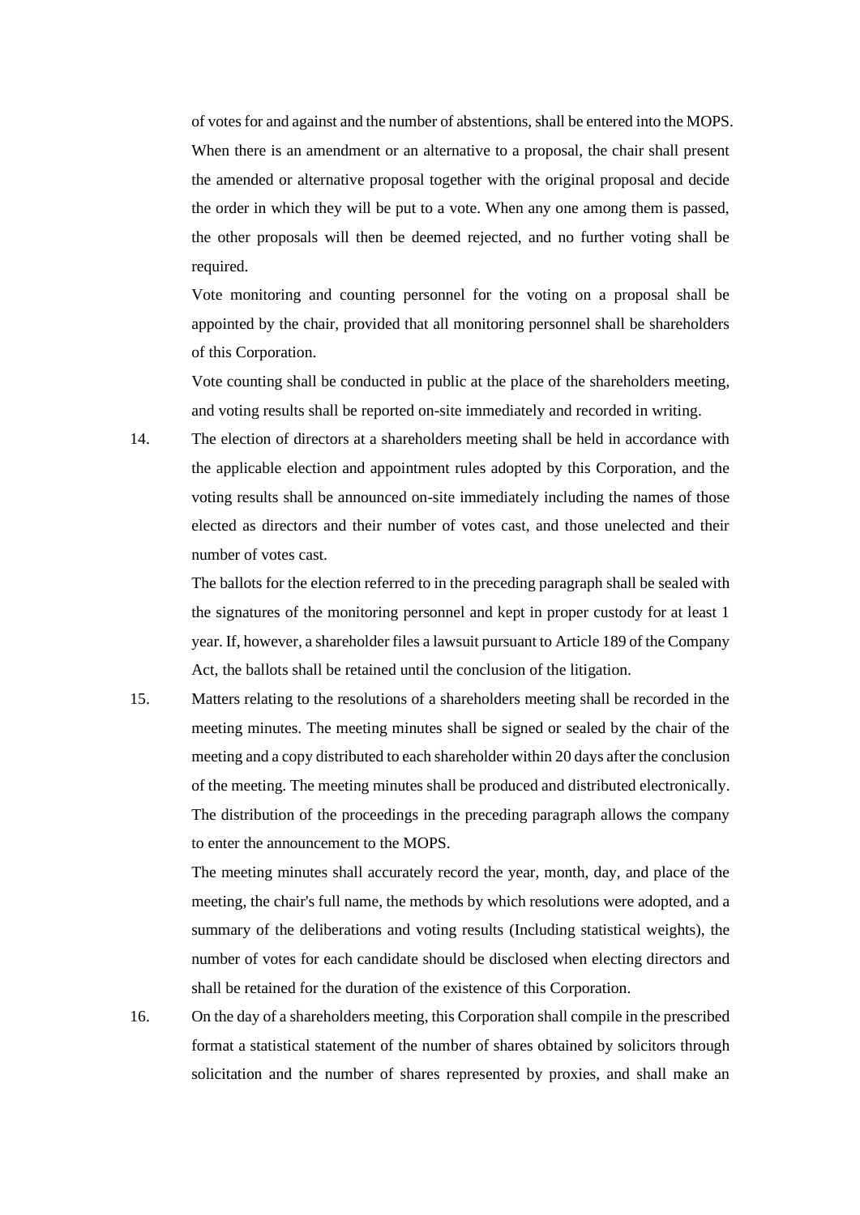of votes for and against and the number of abstentions, shall be entered into the MOPS. When there is an amendment or an alternative to a proposal, the chair shall present the amended or alternative proposal together with the original proposal and decide the order in which they will be put to a vote. When any one among them is passed, the other proposals will then be deemed rejected, and no further voting shall be required.

Vote monitoring and counting personnel for the voting on a proposal shall be appointed by the chair, provided that all monitoring personnel shall be shareholders of this Corporation.

Vote counting shall be conducted in public at the place of the shareholders meeting, and voting results shall be reported on-site immediately and recorded in writing.

14. The election of directors at a shareholders meeting shall be held in accordance with the applicable election and appointment rules adopted by this Corporation, and the voting results shall be announced on-site immediately including the names of those elected as directors and their number of votes cast, and those unelected and their number of votes cast.

    The ballots for the election referred to in the preceding paragraph shall be sealed with the signatures of the monitoring personnel and kept in proper custody for at least 1 year. If, however, a shareholder files a lawsuit pursuant to Article 189 of the Company Act, the ballots shall be retained until the conclusion of the litigation.

15. Matters relating to the resolutions of a shareholders meeting shall be recorded in the meeting minutes. The meeting minutes shall be signed or sealed by the chair of the meeting and a copy distributed to each shareholder within 20 days after the conclusion of the meeting. The meeting minutes shall be produced and distributed electronically. The distribution of the proceedings in the preceding paragraph allows the company to enter the announcement to the MOPS.

    The meeting minutes shall accurately record the year, month, day, and place of the meeting, the chair's full name, the methods by which resolutions were adopted, and a summary of the deliberations and voting results (Including statistical weights), the number of votes for each candidate should be disclosed when electing directors and shall be retained for the duration of the existence of this Corporation.

16. On the day of a shareholders meeting, this Corporation shall compile in the prescribed format a statistical statement of the number of shares obtained by solicitors through solicitation and the number of shares represented by proxies, and shall make an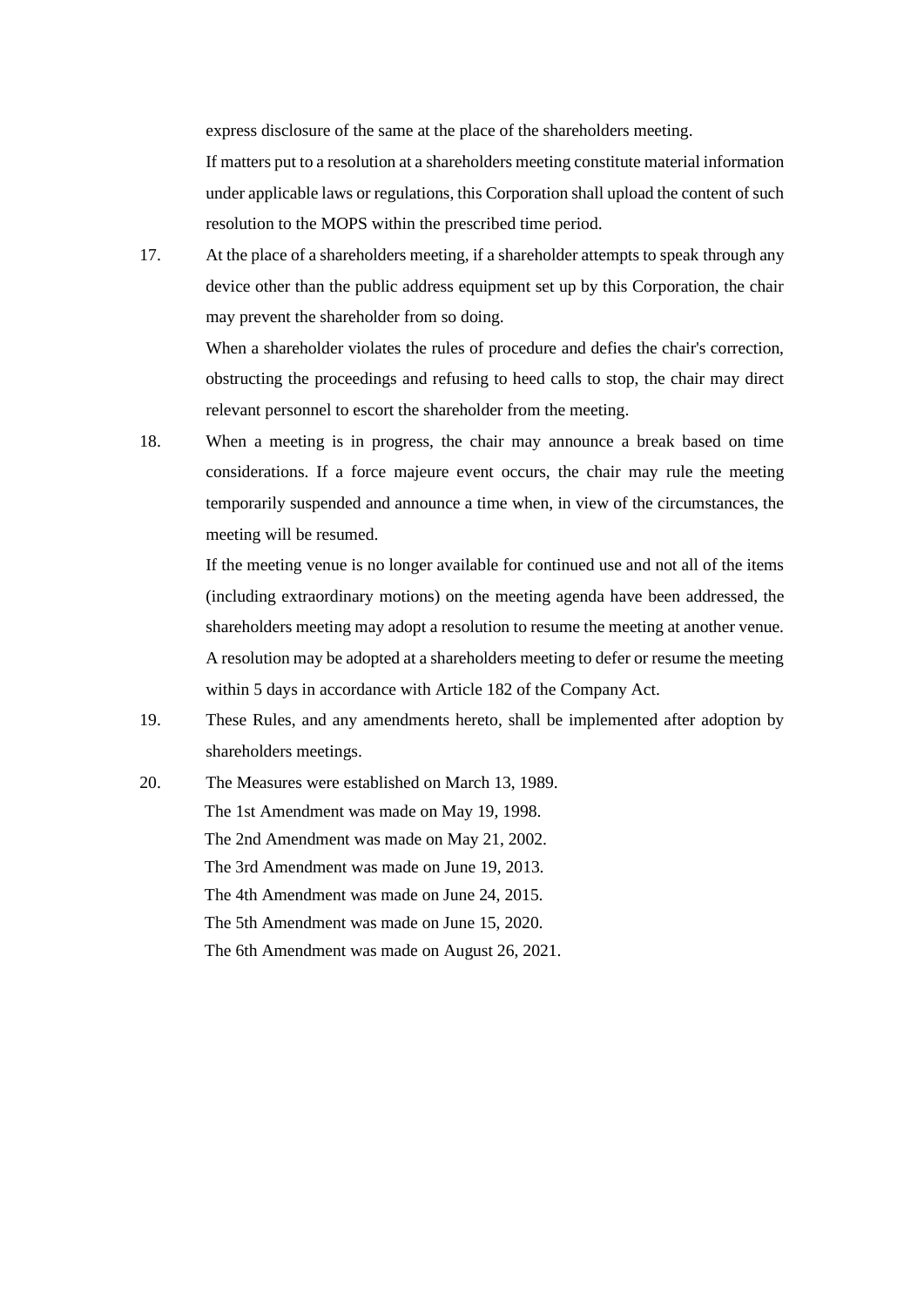express disclosure of the same at the place of the shareholders meeting.

If matters put to a resolution at a shareholders meeting constitute material information under applicable laws or regulations, this Corporation shall upload the content of such resolution to the MOPS within the prescribed time period.

17. At the place of a shareholders meeting, if a shareholder attempts to speak through any device other than the public address equipment set up by this Corporation, the chair may prevent the shareholder from so doing.

    When a shareholder violates the rules of procedure and defies the chair's correction, obstructing the proceedings and refusing to heed calls to stop, the chair may direct relevant personnel to escort the shareholder from the meeting.

18. When a meeting is in progress, the chair may announce a break based on time considerations. If a force majeure event occurs, the chair may rule the meeting temporarily suspended and announce a time when, in view of the circumstances, the meeting will be resumed.

    If the meeting venue is no longer available for continued use and not all of the items (including extraordinary motions) on the meeting agenda have been addressed, the shareholders meeting may adopt a resolution to resume the meeting at another venue.

    A resolution may be adopted at a shareholders meeting to defer or resume the meeting within 5 days in accordance with Article 182 of the Company Act.

19. These Rules, and any amendments hereto, shall be implemented after adoption by shareholders meetings.

20. The Measures were established on March 13, 1989.

    The 1st Amendment was made on May 19, 1998.

    The 2nd Amendment was made on May 21, 2002.

    The 3rd Amendment was made on June 19, 2013.

    The 4th Amendment was made on June 24, 2015.

    The 5th Amendment was made on June 15, 2020.

    The 6th Amendment was made on August 26, 2021.